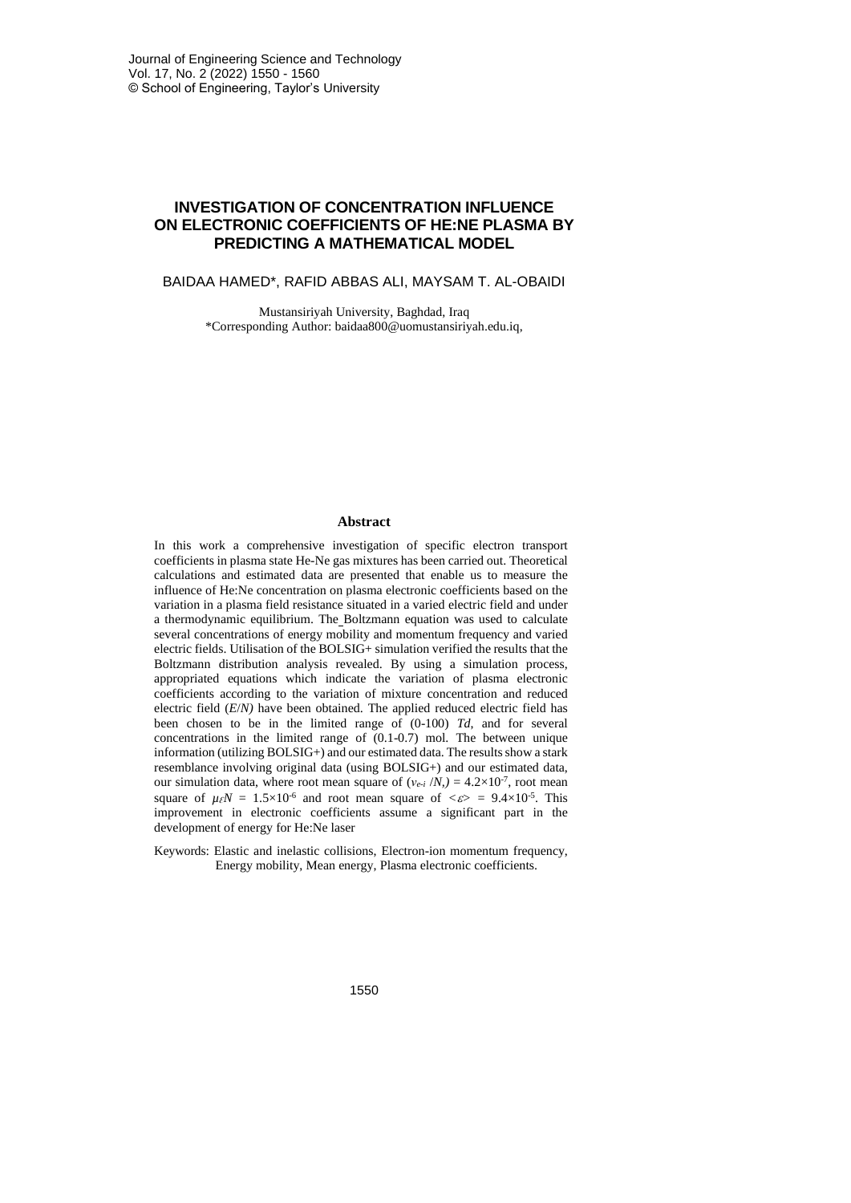# INVESTIGATION OF CONCENTRATION INFLUENCE ON ELECTRONIC COEFFICIENTS OF HE:NE PLASMA BY PREDICTING A MATHEMATICAL MODEL

BAIDAA HAMED*, RAFID ABBAS ALI, MAYSAM T. AL-OBAIDI

Mustansiriyah University, Baghdad, Iraq
*Corresponding Author: baidaa800@uomustansiriyah.edu.iq,

## Abstract

In this work a comprehensive investigation of specific electron transport coefficients in plasma state He-Ne gas mixtures has been carried out. Theoretical calculations and estimated data are presented that enable us to measure the influence of He:Ne concentration on plasma electronic coefficients based on the variation in a plasma field resistance situated in a varied electric field and under a thermodynamic equilibrium. The Boltzmann equation was used to calculate several concentrations of energy mobility and momentum frequency and varied electric fields. Utilisation of the BOLSIG+ simulation verified the results that the Boltzmann distribution analysis revealed. By using a simulation process, appropriated equations which indicate the variation of plasma electronic coefficients according to the variation of mixture concentration and reduced electric field (*E*/*N)* have been obtained. The applied reduced electric field has been chosen to be in the limited range of (0-100) *Td*, and for several concentrations in the limited range of (0.1-0.7) mol. The between unique information (utilizing BOLSIG+) and our estimated data. The results show a stark resemblance involving original data (using BOLSIG+) and our estimated data, our simulation data, where root mean square of ($\nu_{e-i}$ /*N,)* = $4.2\times10^{-7}$, root mean square of $\mu_{\varepsilon}N$ = $1.5\times10^{-6}$ and root mean square of $<\varepsilon>$ = $9.4\times10^{-5}$. This improvement in electronic coefficients assume a significant part in the development of energy for He:Ne laser

Keywords: Elastic and inelastic collisions, Electron-ion momentum frequency, Energy mobility, Mean energy, Plasma electronic coefficients.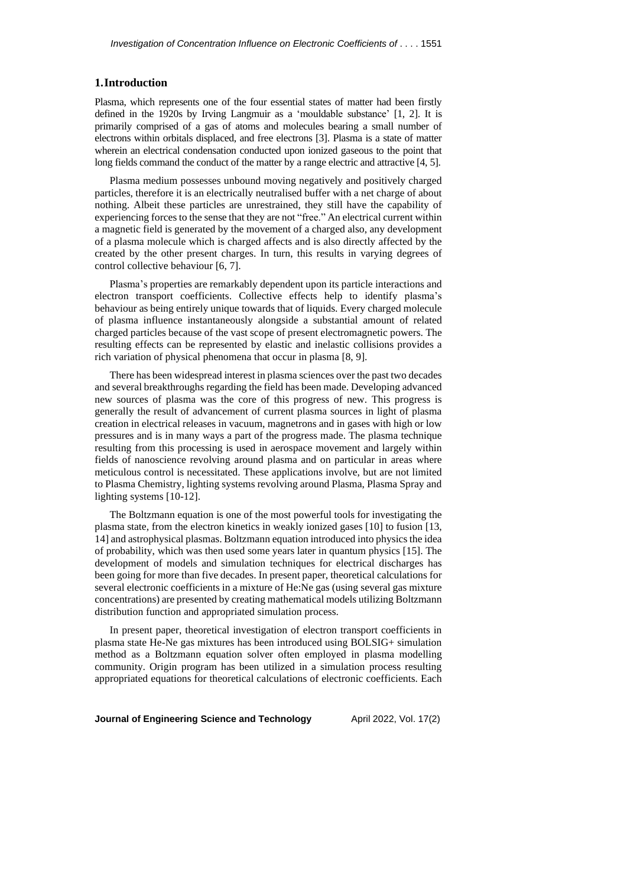## 1. Introduction

Plasma, which represents one of the four essential states of matter had been firstly defined in the 1920s by Irving Langmuir as a 'mouldable substance' [1, 2]. It is primarily comprised of a gas of atoms and molecules bearing a small number of electrons within orbitals displaced, and free electrons [3]. Plasma is a state of matter wherein an electrical condensation conducted upon ionized gaseous to the point that long fields command the conduct of the matter by a range electric and attractive [4, 5].

Plasma medium possesses unbound moving negatively and positively charged particles, therefore it is an electrically neutralised buffer with a net charge of about nothing. Albeit these particles are unrestrained, they still have the capability of experiencing forces to the sense that they are not "free." An electrical current within a magnetic field is generated by the movement of a charged also, any development of a plasma molecule which is charged affects and is also directly affected by the created by the other present charges. In turn, this results in varying degrees of control collective behaviour [6, 7].

Plasma's properties are remarkably dependent upon its particle interactions and electron transport coefficients. Collective effects help to identify plasma's behaviour as being entirely unique towards that of liquids. Every charged molecule of plasma influence instantaneously alongside a substantial amount of related charged particles because of the vast scope of present electromagnetic powers. The resulting effects can be represented by elastic and inelastic collisions provides a rich variation of physical phenomena that occur in plasma [8, 9].

There has been widespread interest in plasma sciences over the past two decades and several breakthroughs regarding the field has been made. Developing advanced new sources of plasma was the core of this progress of new. This progress is generally the result of advancement of current plasma sources in light of plasma creation in electrical releases in vacuum, magnetrons and in gases with high or low pressures and is in many ways a part of the progress made. The plasma technique resulting from this processing is used in aerospace movement and largely within fields of nanoscience revolving around plasma and on particular in areas where meticulous control is necessitated. These applications involve, but are not limited to Plasma Chemistry, lighting systems revolving around Plasma, Plasma Spray and lighting systems [10-12].

The Boltzmann equation is one of the most powerful tools for investigating the plasma state, from the electron kinetics in weakly ionized gases [10] to fusion [13, 14] and astrophysical plasmas. Boltzmann equation introduced into physics the idea of probability, which was then used some years later in quantum physics [15]. The development of models and simulation techniques for electrical discharges has been going for more than five decades. In present paper, theoretical calculations for several electronic coefficients in a mixture of He:Ne gas (using several gas mixture concentrations) are presented by creating mathematical models utilizing Boltzmann distribution function and appropriated simulation process.

In present paper, theoretical investigation of electron transport coefficients in plasma state He-Ne gas mixtures has been introduced using BOLSIG+ simulation method as a Boltzmann equation solver often employed in plasma modelling community. Origin program has been utilized in a simulation process resulting appropriated equations for theoretical calculations of electronic coefficients. Each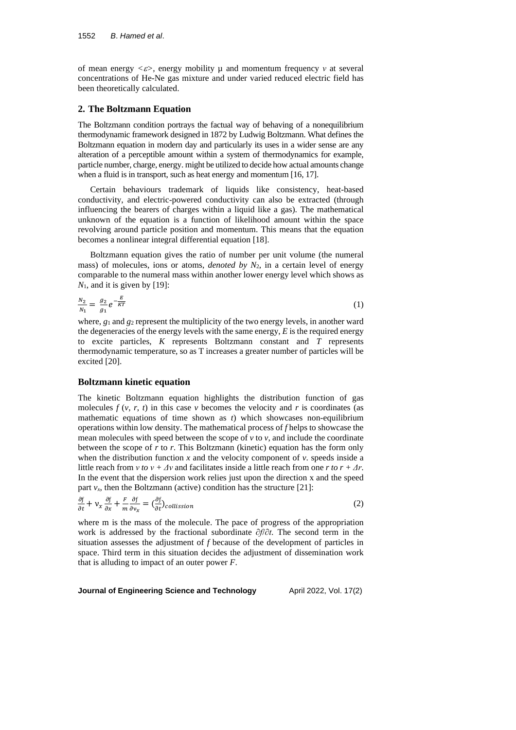of mean energy $<\varepsilon>$, energy mobility μ and momentum frequency $v$ at several concentrations of He-Ne gas mixture and under varied reduced electric field has been theoretically calculated.

## 2. The Boltzmann Equation

The Boltzmann condition portrays the factual way of behaving of a nonequilibrium thermodynamic framework designed in 1872 by Ludwig Boltzmann. What defines the Boltzmann equation in modern day and particularly its uses in a wider sense are any alteration of a perceptible amount within a system of thermodynamics for example, particle number, charge, energy. might be utilized to decide how actual amounts change when a fluid is in transport, such as heat energy and momentum [16, 17].

Certain behaviours trademark of liquids like consistency, heat-based conductivity, and electric-powered conductivity can also be extracted (through influencing the bearers of charges within a liquid like a gas). The mathematical unknown of the equation is a function of likelihood amount within the space revolving around particle position and momentum. This means that the equation becomes a nonlinear integral differential equation [18].

Boltzmann equation gives the ratio of number per unit volume (the numeral mass) of molecules, ions or atoms, *denoted by* $N_2$, in a certain level of energy comparable to the numeral mass within another lower energy level which shows as $N_1$, and it is given by [19]:

$$\frac{N_2}{N_1} = \frac{g_2}{g_1} e^{-\frac{E}{KT}} \tag{1}$$

where, $g_1$ and $g_2$ represent the multiplicity of the two energy levels, in another ward the degeneracies of the energy levels with the same energy, $E$ is the required energy to excite particles, $K$ represents Boltzmann constant and $T$ represents thermodynamic temperature, so as T increases a greater number of particles will be excited [20].

### Boltzmann kinetic equation

The kinetic Boltzmann equation highlights the distribution function of gas molecules $f$ ($v$, $r$, $t$) in this case $v$ becomes the velocity and $r$ is coordinates (as mathematic equations of time shown as $t$) which showcases non-equilibrium operations within low density. The mathematical process of $f$ helps to showcase the mean molecules with speed between the scope of $v$ to $v$, and include the coordinate between the scope of $r$ to $r$. This Boltzmann (kinetic) equation has the form only when the distribution function $x$ and the velocity component of $v$. speeds inside a little reach from $v$ *to* $v + \Delta v$ and facilitates inside a little reach from one $r$ *to* $r + \Delta r$. In the event that the dispersion work relies just upon the direction x and the speed part $v_x$, then the Boltzmann (active) condition has the structure [21]:

$$\frac{\partial f}{\partial t} + v_x \frac{\partial f}{\partial x} + \frac{F}{m} \frac{\partial f}{\partial v_x} = \left(\frac{\partial f}{\partial t}\right)_{collission} \tag{2}$$

where m is the mass of the molecule. The pace of progress of the appropriation work is addressed by the fractional subordinate $\partial f/\partial t$. The second term in the situation assesses the adjustment of $f$ because of the development of particles in space. Third term in this situation decides the adjustment of dissemination work that is alluding to impact of an outer power $F$.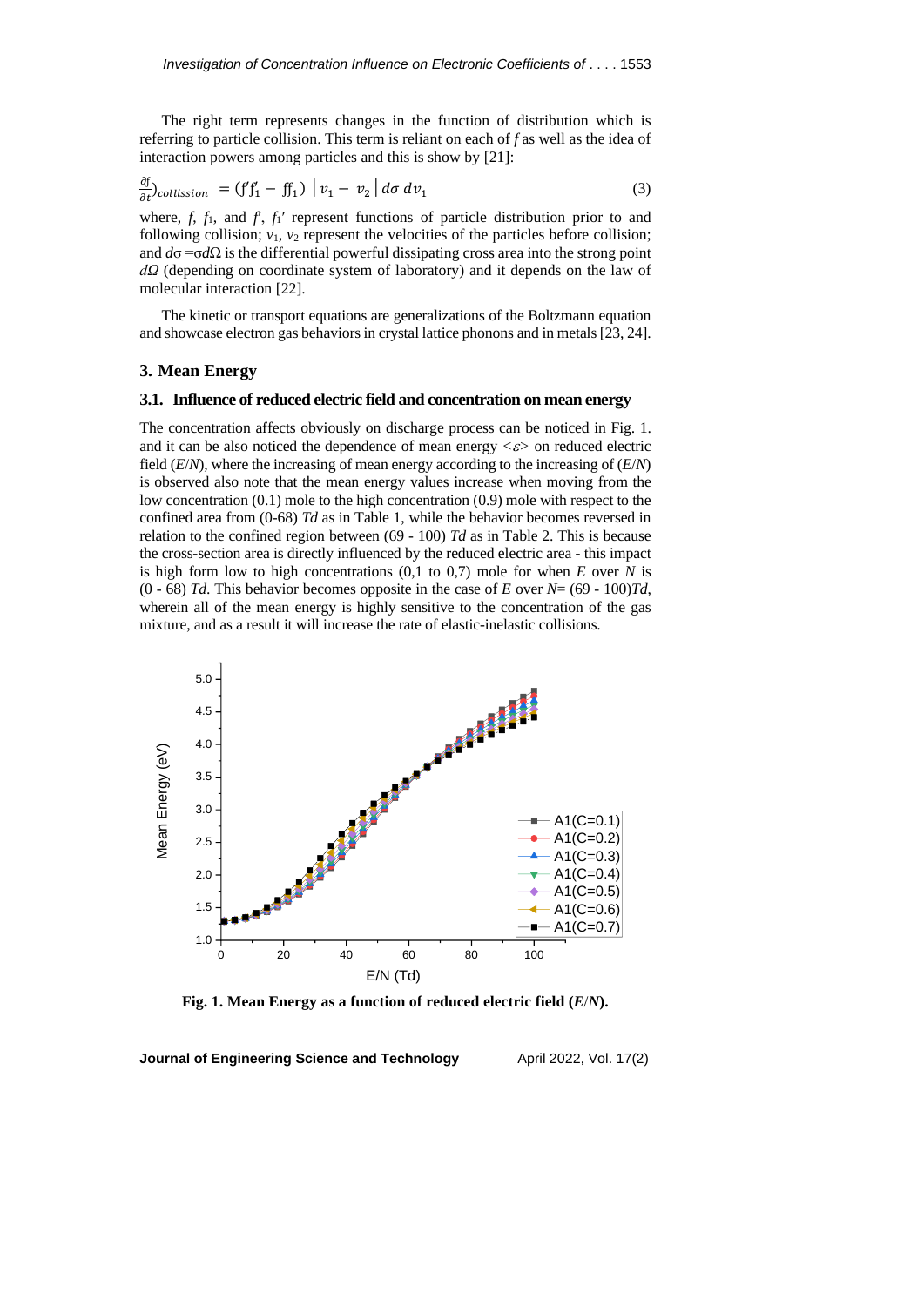The right term represents changes in the function of distribution which is referring to particle collision. This term is reliant on each of $f$ as well as the idea of interaction powers among particles and this is show by [21]:

$$\frac{\partial f}{\partial t})_{collission} = (f'f_1' - ff_1)\ \left| v_1 - v_2 \right| d\sigma\ dv_1 \tag{3}$$

where, $f$, $f_1$, and $f'$, $f_1'$ represent functions of particle distribution prior to and following collision; $v_1$, $v_2$ represent the velocities of the particles before collision; and $d\sigma = \sigma d\Omega$ is the differential powerful dissipating cross area into the strong point $d\Omega$ (depending on coordinate system of laboratory) and it depends on the law of molecular interaction [22].

The kinetic or transport equations are generalizations of the Boltzmann equation and showcase electron gas behaviors in crystal lattice phonons and in metals [23, 24].

## 3. Mean Energy

### 3.1. Influence of reduced electric field and concentration on mean energy

The concentration affects obviously on discharge process can be noticed in Fig. 1. and it can be also noticed the dependence of mean energy $<\varepsilon>$ on reduced electric field ($E/N$), where the increasing of mean energy according to the increasing of ($E/N$) is observed also note that the mean energy values increase when moving from the low concentration (0.1) mole to the high concentration (0.9) mole with respect to the confined area from (0-68) *Td* as in Table 1, while the behavior becomes reversed in relation to the confined region between (69 - 100) *Td* as in Table 2. This is because the cross-section area is directly influenced by the reduced electric area - this impact is high form low to high concentrations (0,1 to 0,7) mole for when $E$ over $N$ is (0 - 68) *Td*. This behavior becomes opposite in the case of $E$ over $N$= (69 - 100)*Td*, wherein all of the mean energy is highly sensitive to the concentration of the gas mixture, and as a result it will increase the rate of elastic-inelastic collisions.

**Fig. 1. Mean Energy as a function of reduced electric field (*E*/*N*).**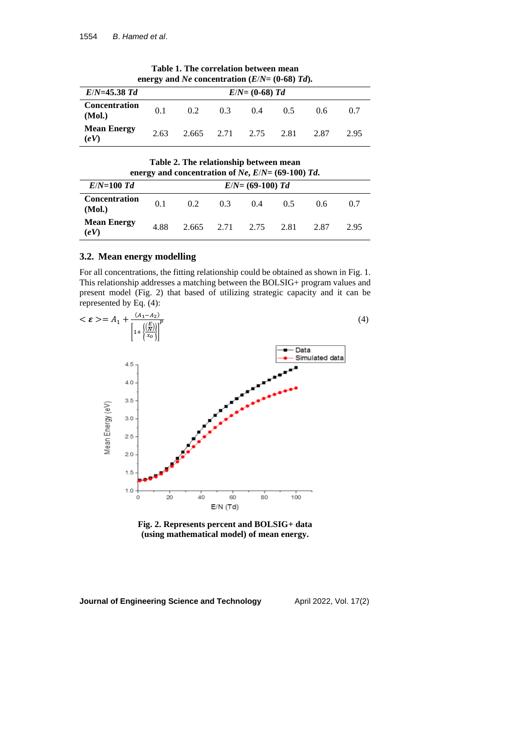**Table 1. The correlation between mean energy and *Ne* concentration (*E*/*N*= (0-68) *Td*).**

| ***E*/*N*=45.38 *Td*** | ***E*/*N*= (0-68) *Td*** | | | | | | |
|---|---|---|---|---|---|---|---|
| **Concentration (Mol.)** | 0.1 | 0.2 | 0.3 | 0.4 | 0.5 | 0.6 | 0.7 |
| **Mean Energy (*eV*)** | 2.63 | 2.665 | 2.71 | 2.75 | 2.81 | 2.87 | 2.95 |

**Table 2. The relationship between mean energy and concentration of *Ne*, *E*/*N*= (69-100) *Td*.**

| ***E*/*N*=100 *Td*** | ***E*/*N*= (69-100) *Td*** | | | | | | |
|---|---|---|---|---|---|---|---|
| **Concentration (Mol.)** | 0.1 | 0.2 | 0.3 | 0.4 | 0.5 | 0.6 | 0.7 |
| **Mean Energy (*eV*)** | 4.88 | 2.665 | 2.71 | 2.75 | 2.81 | 2.87 | 2.95 |

## 3.2. Mean energy modelling

For all concentrations, the fitting relationship could be obtained as shown in Fig. 1. This relationship addresses a matching between the BOLSIG+ program values and present model (Fig. 2) that based of utilizing strategic capacity and it can be represented by Eq. (4):

$$< \varepsilon >= A_1 + \frac{(A_1 - A_2)}{\left[1 + \left\{\frac{\left(\frac{E}{N}\right)}{x_O}\right\}\right]^p} \tag{4}$$

**Fig. 2. Represents percent and BOLSIG+ data (using mathematical model) of mean energy.**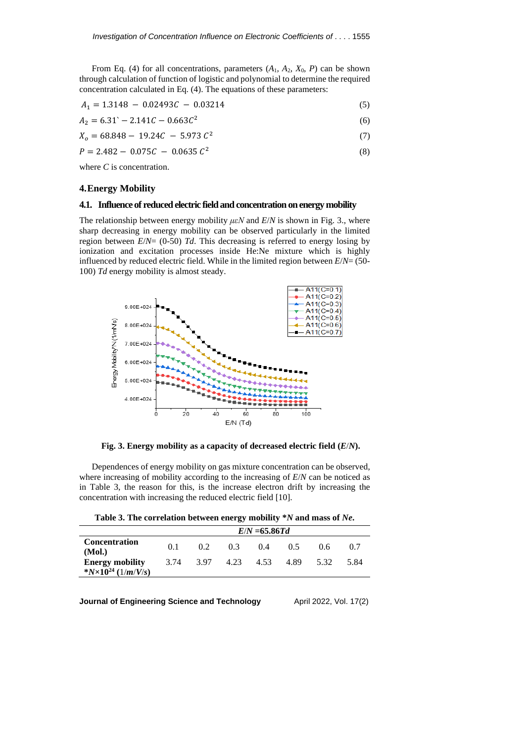From Eq. (4) for all concentrations, parameters ($A_1$, $A_2$, $X_0$, $P$) can be shown through calculation of function of logistic and polynomial to determine the required concentration calculated in Eq. (4). The equations of these parameters:

$$A_1 = 1.3148 - 0.02493C - 0.03214 \quad (5)$$

$$A_2 = 6.31` - 2.141C - 0.663C^2 \quad (6)$$

$$X_o = 68.848 - 19.24C - 5.973\,C^2 \quad (7)$$

$$P = 2.482 - 0.075C - 0.0635\,C^2 \quad (8)$$

where $C$ is concentration.

## 4. Energy Mobility

### 4.1. Influence of reduced electric field and concentration on energy mobility

The relationship between energy mobility $\mu\varepsilon N$ and $E/N$ is shown in Fig. 3., where sharp decreasing in energy mobility can be observed particularly in the limited region between $E/N$= (0-50) *Td*. This decreasing is referred to energy losing by ionization and excitation processes inside He:Ne mixture which is highly influenced by reduced electric field. While in the limited region between $E/N$= (50-100) *Td* energy mobility is almost steady.

**Fig. 3. Energy mobility as a capacity of decreased electric field ($E/N$).**

Dependences of energy mobility on gas mixture concentration can be observed, where increasing of mobility according to the increasing of $E/N$ can be noticed as in Table 3, the reason for this, is the increase electron drift by increasing the concentration with increasing the reduced electric field [10].

**Table 3. The correlation between energy mobility \*$N$ and mass of *Ne*.**

| | $E/N$ =65.86*Td* | | | | | | |
|---|---|---|---|---|---|---|---|
| **Concentration (Mol.)** | 0.1 | 0.2 | 0.3 | 0.4 | 0.5 | 0.6 | 0.7 |
| **Energy mobility \*$N\times10^{24}$ (1/$m$/$V$/$s$)** | 3.74 | 3.97 | 4.23 | 4.53 | 4.89 | 5.32 | 5.84 |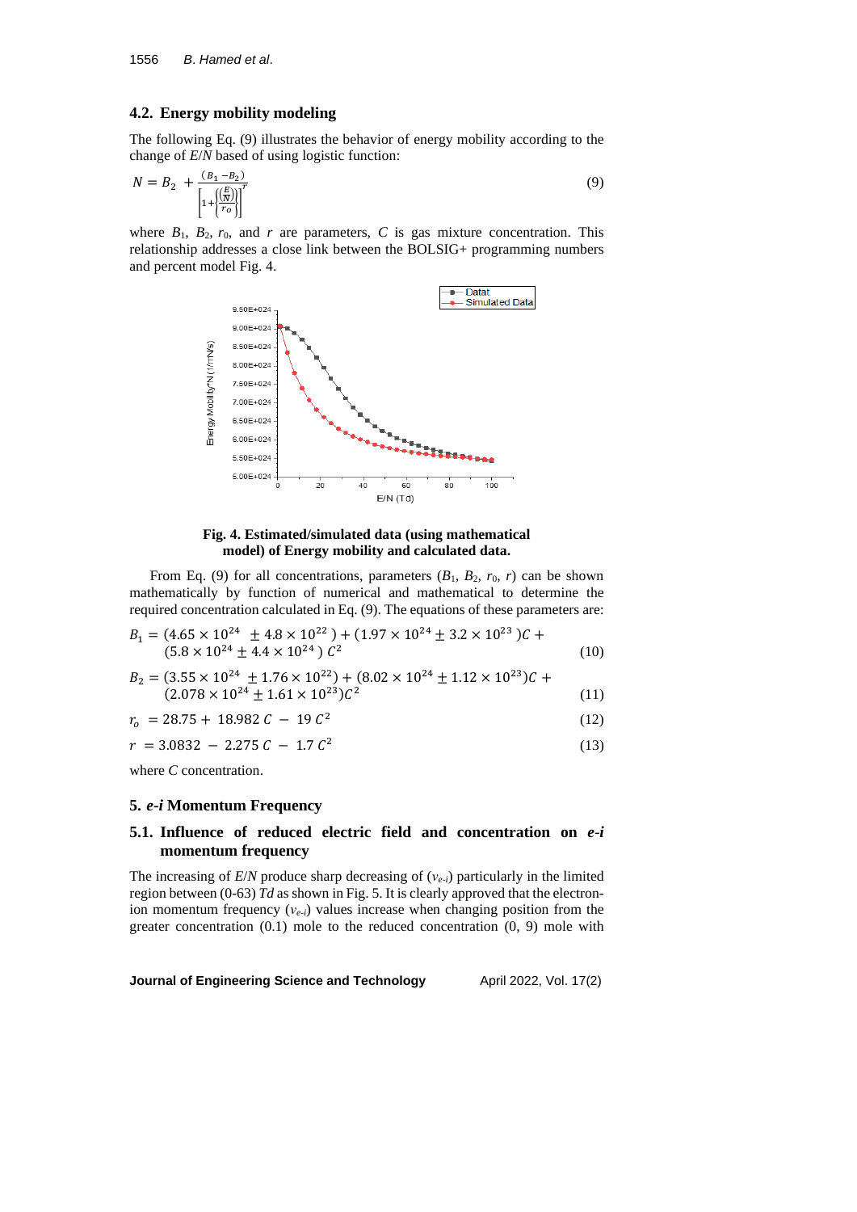## 4.2. Energy mobility modeling

The following Eq. (9) illustrates the behavior of energy mobility according to the change of $E/N$ based of using logistic function:

$$N = B_2 + \frac{(B_1 - B_2)}{\left[1+\left(\frac{\left(\frac{E}{N}\right)}{r_o}\right)\right]^r} \tag{9}$$

where $B_1$, $B_2$, $r_0$, and $r$ are parameters, $C$ is gas mixture concentration. This relationship addresses a close link between the BOLSIG+ programming numbers and percent model Fig. 4.

**Fig. 4. Estimated/simulated data (using mathematical model) of Energy mobility and calculated data.**

From Eq. (9) for all concentrations, parameters ($B_1$, $B_2$, $r_0$, $r$) can be shown mathematically by function of numerical and mathematical to determine the required concentration calculated in Eq. (9). The equations of these parameters are:

$$B_1 = (4.65 \times 10^{24} \pm 4.8 \times 10^{22}) + (1.97 \times 10^{24} \pm 3.2 \times 10^{23})C + (5.8 \times 10^{24} \pm 4.4 \times 10^{24})C^2 \tag{10}$$

$$B_2 = (3.55 \times 10^{24} \pm 1.76 \times 10^{22}) + (8.02 \times 10^{24} \pm 1.12 \times 10^{23})C + (2.078 \times 10^{24} \pm 1.61 \times 10^{23})C^2 \tag{11}$$

$$r_o = 28.75 + 18.982\, C - 19\, C^2 \tag{12}$$

$$r = 3.0832 - 2.275\, C - 1.7\, C^2 \tag{13}$$

where $C$ concentration.

# 5. *e-i* Momentum Frequency

## 5.1. Influence of reduced electric field and concentration on *e-i* momentum frequency

The increasing of $E/N$ produce sharp decreasing of ($v_{e-i}$) particularly in the limited region between (0-63) *Td* as shown in Fig. 5. It is clearly approved that the electron-ion momentum frequency ($v_{e-i}$) values increase when changing position from the greater concentration (0.1) mole to the reduced concentration (0, 9) mole with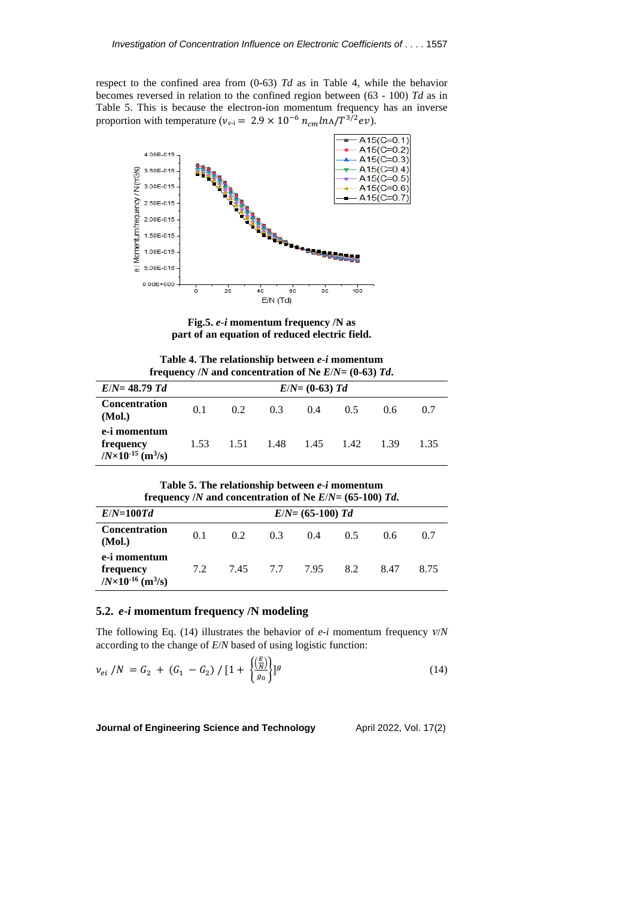respect to the confined area from (0-63) *Td* as in Table 4, while the behavior becomes reversed in relation to the confined region between (63 - 100) *Td* as in Table 5. This is because the electron-ion momentum frequency has an inverse proportion with temperature ($\nu_{e\text{-}i} = 2.9 \times 10^{-6}\, n_{cm} \ln\Lambda / T^{3/2} ev$).

**Fig.5.** ***e-i*** **momentum frequency /N as part of an equation of reduced electric field.**

**Table 4. The relationship between *e-i* momentum frequency /*N* and concentration of Ne *E*/*N*= (0-63) *Td*.**

| ***E*/*N*= 48.79 *Td*** | ***E*/*N*= (0-63) *Td*** | | | | | | |
|---|---|---|---|---|---|---|---|
| **Concentration (Mol.)** | 0.1 | 0.2 | 0.3 | 0.4 | 0.5 | 0.6 | 0.7 |
| **e-i momentum frequency /$N \times 10^{-15}$ ($m^3$/s)** | 1.53 | 1.51 | 1.48 | 1.45 | 1.42 | 1.39 | 1.35 |

**Table 5. The relationship between *e-i* momentum frequency /*N* and concentration of Ne *E*/*N*= (65-100) *Td*.**

| ***E*/*N*=100*Td*** | ***E*/*N*= (65-100) *Td*** | | | | | | |
|---|---|---|---|---|---|---|---|
| **Concentration (Mol.)** | 0.1 | 0.2 | 0.3 | 0.4 | 0.5 | 0.6 | 0.7 |
| **e-i momentum frequency /$N \times 10^{-16}$ ($m^3$/s)** | 7.2 | 7.45 | 7.7 | 7.95 | 8.2 | 8.47 | 8.75 |

### 5.2. *e-i* momentum frequency /N modeling

The following Eq. (14) illustrates the behavior of *e-i* momentum frequency $\nu/N$ according to the change of *E*/*N* based of using logistic function:

$$\nu_{ei}/N = G_2 + (G_1 - G_2) / [1 + \left\{\frac{\left(\frac{E}{N}\right)}{g_0}\right\}]^g \tag{14}$$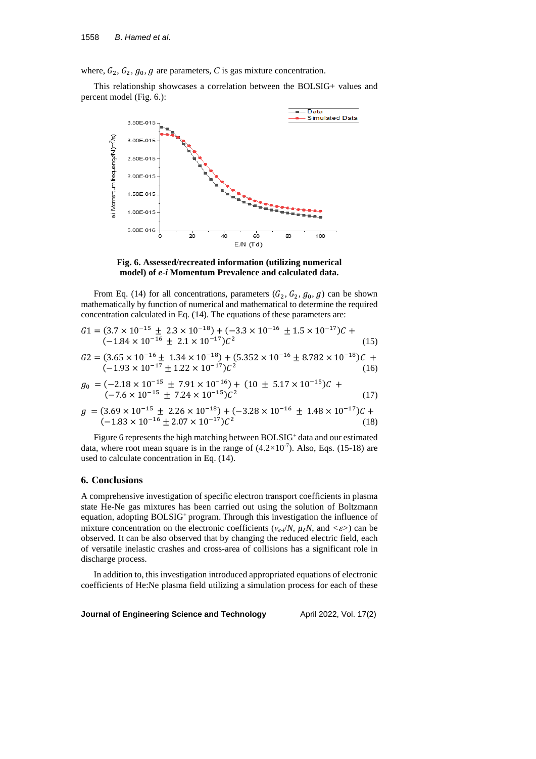where, $G_2$, $G_2$, $g_0$, $g$ are parameters, $C$ is gas mixture concentration.

This relationship showcases a correlation between the BOLSIG+ values and percent model (Fig. 6.):

**Fig. 6. Assessed/recreated information (utilizing numerical model) of *e-i* Momentum Prevalence and calculated data.**

From Eq. (14) for all concentrations, parameters ($G_2$, $G_2$, $g_0$, $g$) can be shown mathematically by function of numerical and mathematical to determine the required concentration calculated in Eq. (14). The equations of these parameters are:

$$G1 = (3.7 \times 10^{-15} \pm 2.3 \times 10^{-18}) + (-3.3 \times 10^{-16} \pm 1.5 \times 10^{-17})C + (-1.84 \times 10^{-16} \pm 2.1 \times 10^{-17})C^2 \tag{15}$$

$$G2 = (3.65 \times 10^{-16} \pm 1.34 \times 10^{-18}) + (5.352 \times 10^{-16} \pm 8.782 \times 10^{-18})C + (-1.93 \times 10^{-17} \pm 1.22 \times 10^{-17})C^2 \tag{16}$$

$$g_0 = (-2.18 \times 10^{-15} \pm 7.91 \times 10^{-16}) + (10 \pm 5.17 \times 10^{-15})C + (-7.6 \times 10^{-15} \pm 7.24 \times 10^{-15})C^2 \tag{17}$$

$$g = (3.69 \times 10^{-15} \pm 2.26 \times 10^{-18}) + (-3.28 \times 10^{-16} \pm 1.48 \times 10^{-17})C + (-1.83 \times 10^{-16} \pm 2.07 \times 10^{-17})C^2 \tag{18}$$

Figure 6 represents the high matching between BOLSIG+ data and our estimated data, where root mean square is in the range of ($4.2\times10^{-7}$). Also, Eqs. (15-18) are used to calculate concentration in Eq. (14).

## 6. Conclusions

A comprehensive investigation of specific electron transport coefficients in plasma state He-Ne gas mixtures has been carried out using the solution of Boltzmann equation, adopting BOLSIG+ program. Through this investigation the influence of mixture concentration on the electronic coefficients ($v_{e\text{-}i}/N$, $\mu_\varepsilon N$, and $<\varepsilon>$) can be observed. It can be also observed that by changing the reduced electric field, each of versatile inelastic crashes and cross-area of collisions has a significant role in discharge process.

In addition to, this investigation introduced appropriated equations of electronic coefficients of He:Ne plasma field utilizing a simulation process for each of these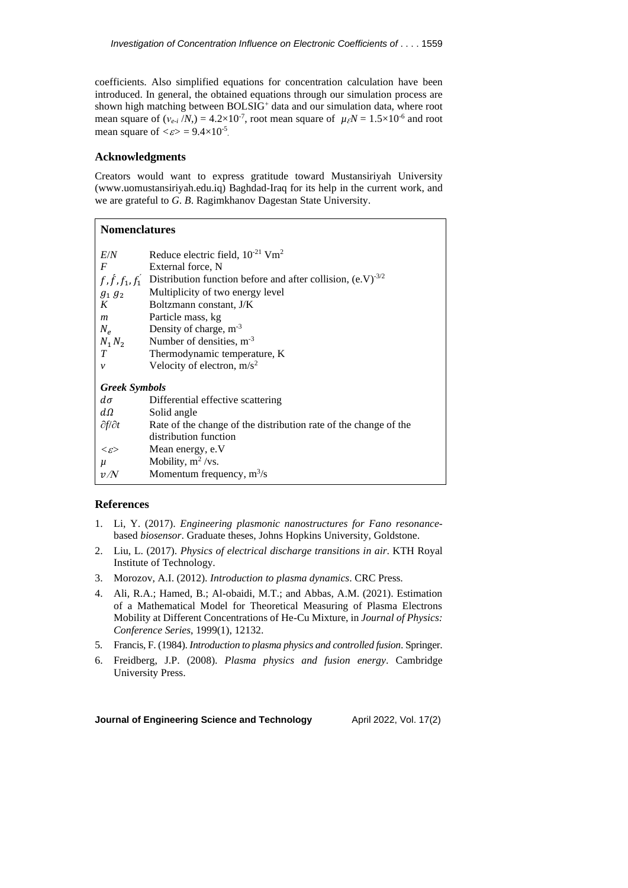coefficients. Also simplified equations for concentration calculation have been introduced. In general, the obtained equations through our simulation process are shown high matching between BOLSIG⁺ data and our simulation data, where root mean square of ($v_{e-i}/N$,) = $4.2\times10^{-7}$, root mean square of $\mu_\varepsilon N = 1.5\times10^{-6}$ and root mean square of $<\varepsilon> = 9.4\times10^{-5}$.

## Acknowledgments

Creators would want to express gratitude toward Mustansiriyah University (www.uomustansiriyah.edu.iq) Baghdad-Iraq for its help in the current work, and we are grateful to *G*. *B*. Ragimkhanov Dagestan State University.

## Nomenclatures

| | |
|---|---|
| $E/N$ | Reduce electric field, $10^{-21}$ Vm$^2$ |
| $F$ | External force, N |
| $f, \acute{f}, f_1, f_1^{'}$ | Distribution function before and after collision, (e.V)$^{-3/2}$ |
| $g_1\ g_2$ | Multiplicity of two energy level |
| $K$ | Boltzmann constant, J/K |
| $m$ | Particle mass, kg |
| $N_e$ | Density of charge, m$^{-3}$ |
| $N_1\ N_2$ | Number of densities, m$^{-3}$ |
| $T$ | Thermodynamic temperature, K |
| $v$ | Velocity of electron, m/s$^2$ |
| ***Greek Symbols*** | |
| $d\sigma$ | Differential effective scattering |
| $d\Omega$ | Solid angle |
| $\partial f/\partial t$ | Rate of the change of the distribution rate of the change of the distribution function |
| $<\varepsilon>$ | Mean energy, e.V |
| $\mu$ | Mobility, m$^2$ /vs. |
| $v/N$ | Momentum frequency, m$^3$/s |

## References

1. Li, Y. (2017). *Engineering plasmonic nanostructures for Fano resonance*-based *biosensor*. Graduate theses, Johns Hopkins University, Goldstone.
2. Liu, L. (2017). *Physics of electrical discharge transitions in air*. KTH Royal Institute of Technology.
3. Morozov, A.I. (2012). *Introduction to plasma dynamics*. CRC Press.
4. Ali, R.A.; Hamed, B.; Al-obaidi, M.T.; and Abbas, A.M. (2021). Estimation of a Mathematical Model for Theoretical Measuring of Plasma Electrons Mobility at Different Concentrations of He-Cu Mixture, in *Journal of Physics: Conference Series*, 1999(1), 12132.
5. Francis, F. (1984). *Introduction to plasma physics and controlled fusion*. Springer.
6. Freidberg, J.P. (2008). *Plasma physics and fusion energy*. Cambridge University Press.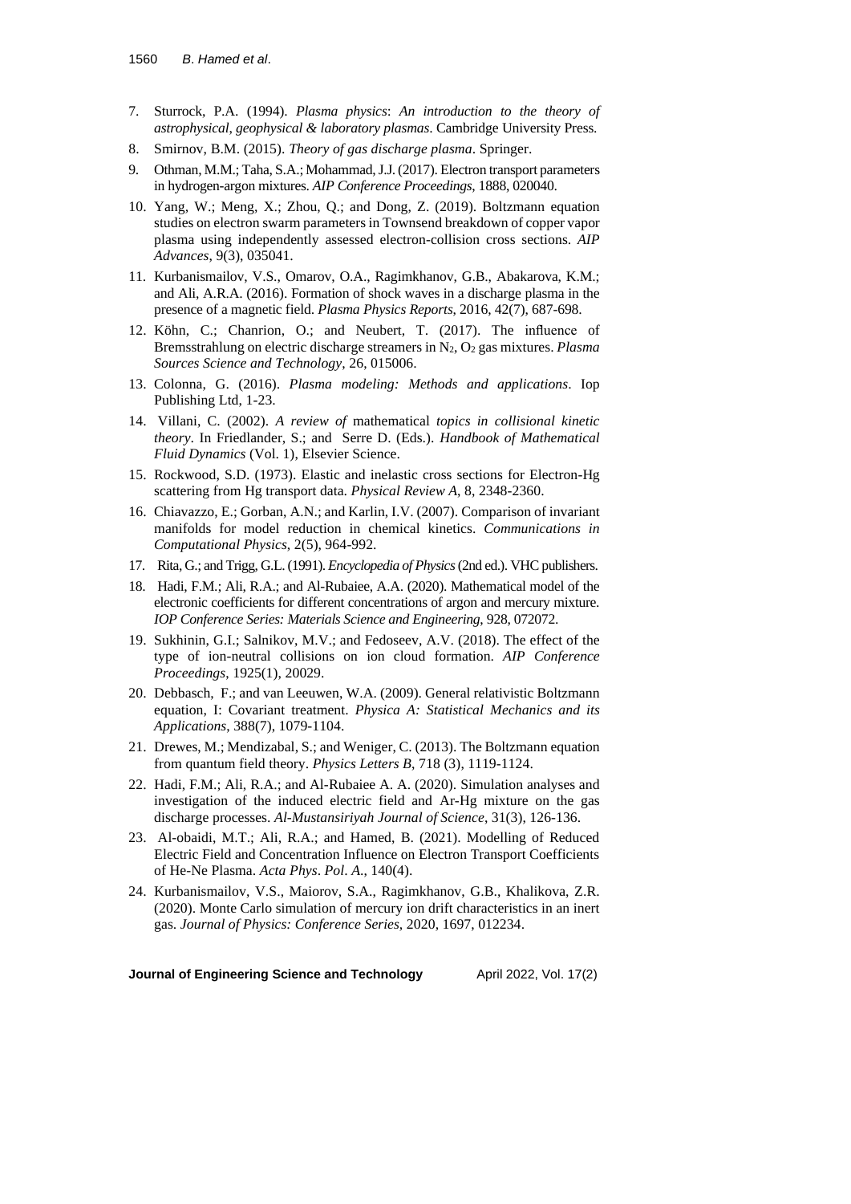7. Sturrock, P.A. (1994). *Plasma physics*: *An introduction to the theory of astrophysical, geophysical & laboratory plasmas*. Cambridge University Press.
8. Smirnov, B.M. (2015). *Theory of gas discharge plasma*. Springer.
9. Othman, M.M.; Taha, S.A.; Mohammad, J.J. (2017). Electron transport parameters in hydrogen-argon mixtures. *AIP Conference Proceedings*, 1888, 020040.
10. Yang, W.; Meng, X.; Zhou, Q.; and Dong, Z. (2019). Boltzmann equation studies on electron swarm parameters in Townsend breakdown of copper vapor plasma using independently assessed electron-collision cross sections. *AIP Advances*, 9(3), 035041.
11. Kurbanismailov, V.S., Omarov, O.A., Ragimkhanov, G.B., Abakarova, K.M.; and Ali, A.R.A. (2016). Formation of shock waves in a discharge plasma in the presence of a magnetic field. *Plasma Physics Reports*, 2016, 42(7), 687-698.
12. Köhn, C.; Chanrion, O.; and Neubert, T. (2017). The influence of Bremsstrahlung on electric discharge streamers in $N_2$, $O_2$ gas mixtures. *Plasma Sources Science and Technology*, 26, 015006.
13. Colonna, G. (2016). *Plasma modeling: Methods and applications*. Iop Publishing Ltd, 1-23.
14. Villani, C. (2002). *A review of* mathematical *topics in collisional kinetic theory*. In Friedlander, S.; and Serre D. (Eds.). *Handbook of Mathematical Fluid Dynamics* (Vol. 1), Elsevier Science.
15. Rockwood, S.D. (1973). Elastic and inelastic cross sections for Electron-Hg scattering from Hg transport data. *Physical Review A*, 8, 2348-2360.
16. Chiavazzo, E.; Gorban, A.N.; and Karlin, I.V. (2007). Comparison of invariant manifolds for model reduction in chemical kinetics. *Communications in Computational Physics*, 2(5), 964-992.
17. Rita, G.; and Trigg, G.L. (1991). *Encyclopedia of Physics* (2nd ed.). VHC publishers.
18. Hadi, F.M.; Ali, R.A.; and Al-Rubaiee, A.A. (2020). Mathematical model of the electronic coefficients for different concentrations of argon and mercury mixture. *IOP Conference Series: Materials Science and Engineering*, 928, 072072.
19. Sukhinin, G.I.; Salnikov, M.V.; and Fedoseev, A.V. (2018). The effect of the type of ion-neutral collisions on ion cloud formation. *AIP Conference Proceedings*, 1925(1), 20029.
20. Debbasch, F.; and van Leeuwen, W.A. (2009). General relativistic Boltzmann equation, I: Covariant treatment. *Physica A: Statistical Mechanics and its Applications*, 388(7), 1079-1104.
21. Drewes, M.; Mendizabal, S.; and Weniger, C. (2013). The Boltzmann equation from quantum field theory. *Physics Letters B*, 718 (3), 1119-1124.
22. Hadi, F.M.; Ali, R.A.; and Al-Rubaiee A. A. (2020). Simulation analyses and investigation of the induced electric field and Ar-Hg mixture on the gas discharge processes. *Al-Mustansiriyah Journal of Science*, 31(3), 126-136.
23. Al-obaidi, M.T.; Ali, R.A.; and Hamed, B. (2021). Modelling of Reduced Electric Field and Concentration Influence on Electron Transport Coefficients of He-Ne Plasma. *Acta Phys*. *Pol*. *A*., 140(4).
24. Kurbanismailov, V.S., Maiorov, S.A., Ragimkhanov, G.B., Khalikova, Z.R. (2020). Monte Carlo simulation of mercury ion drift characteristics in an inert gas. *Journal of Physics: Conference Series*, 2020, 1697, 012234.